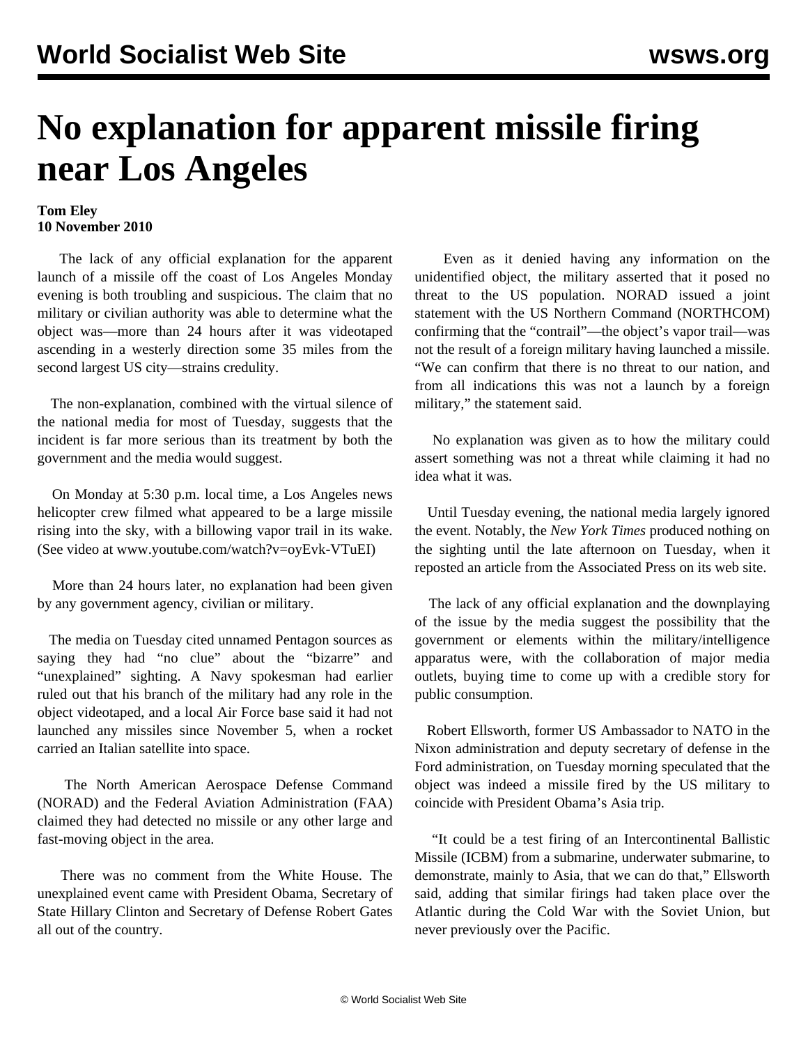# No explanation for apparent missile firing near Los Angeles

**Tom Eley**
**10 November 2010**

The lack of any official explanation for the apparent launch of a missile off the coast of Los Angeles Monday evening is both troubling and suspicious. The claim that no military or civilian authority was able to determine what the object was—more than 24 hours after it was videotaped ascending in a westerly direction some 35 miles from the second largest US city—strains credulity.

The non-explanation, combined with the virtual silence of the national media for most of Tuesday, suggests that the incident is far more serious than its treatment by both the government and the media would suggest.

On Monday at 5:30 p.m. local time, a Los Angeles news helicopter crew filmed what appeared to be a large missile rising into the sky, with a billowing vapor trail in its wake. (See video at www.youtube.com/watch?v=oyEvk-VTuEI)

More than 24 hours later, no explanation had been given by any government agency, civilian or military.

The media on Tuesday cited unnamed Pentagon sources as saying they had "no clue" about the "bizarre" and "unexplained" sighting. A Navy spokesman had earlier ruled out that his branch of the military had any role in the object videotaped, and a local Air Force base said it had not launched any missiles since November 5, when a rocket carried an Italian satellite into space.

The North American Aerospace Defense Command (NORAD) and the Federal Aviation Administration (FAA) claimed they had detected no missile or any other large and fast-moving object in the area.

There was no comment from the White House. The unexplained event came with President Obama, Secretary of State Hillary Clinton and Secretary of Defense Robert Gates all out of the country.

Even as it denied having any information on the unidentified object, the military asserted that it posed no threat to the US population. NORAD issued a joint statement with the US Northern Command (NORTHCOM) confirming that the "contrail"—the object's vapor trail—was not the result of a foreign military having launched a missile. "We can confirm that there is no threat to our nation, and from all indications this was not a launch by a foreign military," the statement said.

No explanation was given as to how the military could assert something was not a threat while claiming it had no idea what it was.

Until Tuesday evening, the national media largely ignored the event. Notably, the *New York Times* produced nothing on the sighting until the late afternoon on Tuesday, when it reposted an article from the Associated Press on its web site.

The lack of any official explanation and the downplaying of the issue by the media suggest the possibility that the government or elements within the military/intelligence apparatus were, with the collaboration of major media outlets, buying time to come up with a credible story for public consumption.

Robert Ellsworth, former US Ambassador to NATO in the Nixon administration and deputy secretary of defense in the Ford administration, on Tuesday morning speculated that the object was indeed a missile fired by the US military to coincide with President Obama's Asia trip.

"It could be a test firing of an Intercontinental Ballistic Missile (ICBM) from a submarine, underwater submarine, to demonstrate, mainly to Asia, that we can do that," Ellsworth said, adding that similar firings had taken place over the Atlantic during the Cold War with the Soviet Union, but never previously over the Pacific.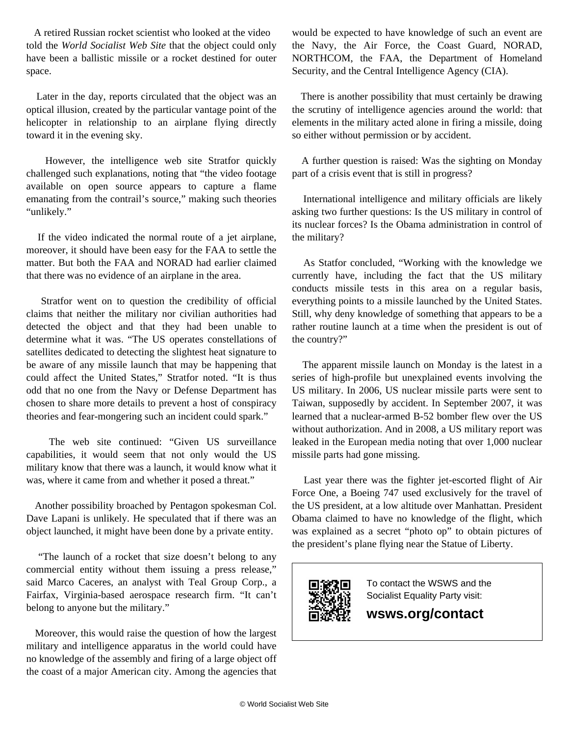A retired Russian rocket scientist who looked at the video told the *World Socialist Web Site* that the object could only have been a ballistic missile or a rocket destined for outer space.

Later in the day, reports circulated that the object was an optical illusion, created by the particular vantage point of the helicopter in relationship to an airplane flying directly toward it in the evening sky.

However, the intelligence web site Stratfor quickly challenged such explanations, noting that "the video footage available on open source appears to capture a flame emanating from the contrail's source," making such theories "unlikely."

If the video indicated the normal route of a jet airplane, moreover, it should have been easy for the FAA to settle the matter. But both the FAA and NORAD had earlier claimed that there was no evidence of an airplane in the area.

Stratfor went on to question the credibility of official claims that neither the military nor civilian authorities had detected the object and that they had been unable to determine what it was. "The US operates constellations of satellites dedicated to detecting the slightest heat signature to be aware of any missile launch that may be happening that could affect the United States," Stratfor noted. "It is thus odd that no one from the Navy or Defense Department has chosen to share more details to prevent a host of conspiracy theories and fear-mongering such an incident could spark."

The web site continued: "Given US surveillance capabilities, it would seem that not only would the US military know that there was a launch, it would know what it was, where it came from and whether it posed a threat."

Another possibility broached by Pentagon spokesman Col. Dave Lapani is unlikely. He speculated that if there was an object launched, it might have been done by a private entity.

"The launch of a rocket that size doesn't belong to any commercial entity without them issuing a press release," said Marco Caceres, an analyst with Teal Group Corp., a Fairfax, Virginia-based aerospace research firm. "It can't belong to anyone but the military."

Moreover, this would raise the question of how the largest military and intelligence apparatus in the world could have no knowledge of the assembly and firing of a large object off the coast of a major American city. Among the agencies that would be expected to have knowledge of such an event are the Navy, the Air Force, the Coast Guard, NORAD, NORTHCOM, the FAA, the Department of Homeland Security, and the Central Intelligence Agency (CIA).

There is another possibility that must certainly be drawing the scrutiny of intelligence agencies around the world: that elements in the military acted alone in firing a missile, doing so either without permission or by accident.

A further question is raised: Was the sighting on Monday part of a crisis event that is still in progress?

International intelligence and military officials are likely asking two further questions: Is the US military in control of its nuclear forces? Is the Obama administration in control of the military?

As Statfor concluded, "Working with the knowledge we currently have, including the fact that the US military conducts missile tests in this area on a regular basis, everything points to a missile launched by the United States. Still, why deny knowledge of something that appears to be a rather routine launch at a time when the president is out of the country?"

The apparent missile launch on Monday is the latest in a series of high-profile but unexplained events involving the US military. In 2006, US nuclear missile parts were sent to Taiwan, supposedly by accident. In September 2007, it was learned that a nuclear-armed B-52 bomber flew over the US without authorization. And in 2008, a US military report was leaked in the European media noting that over 1,000 nuclear missile parts had gone missing.

Last year there was the fighter jet-escorted flight of Air Force One, a Boeing 747 used exclusively for the travel of the US president, at a low altitude over Manhattan. President Obama claimed to have no knowledge of the flight, which was explained as a secret "photo op" to obtain pictures of the president's plane flying near the Statue of Liberty.

To contact the WSWS and the Socialist Equality Party visit:

**wsws.org/contact**